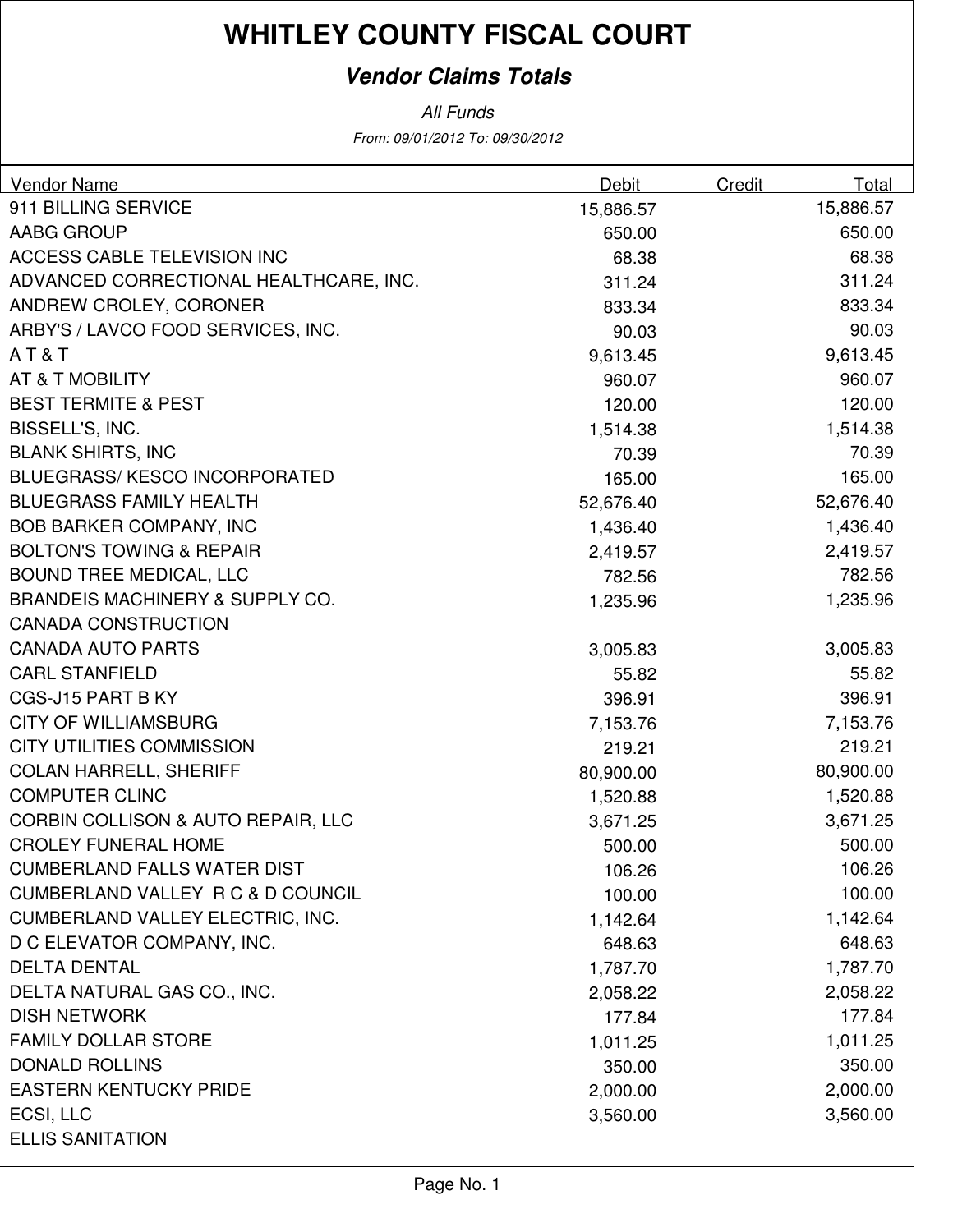# WHITLEY COUNTY FISCAL COURT

## *Vendor Claims Totals*

*All Funds*

*From: 09/01/2012 To: 09/30/2012*

| Vendor Name | Debit | Credit | Total |
|---|---|---|---|
| 911 BILLING SERVICE | 15,886.57 | | 15,886.57 |
| AABG GROUP | 650.00 | | 650.00 |
| ACCESS CABLE TELEVISION INC | 68.38 | | 68.38 |
| ADVANCED CORRECTIONAL HEALTHCARE, INC. | 311.24 | | 311.24 |
| ANDREW CROLEY, CORONER | 833.34 | | 833.34 |
| ARBY'S / LAVCO FOOD SERVICES, INC. | 90.03 | | 90.03 |
| A T & T | 9,613.45 | | 9,613.45 |
| AT & T MOBILITY | 960.07 | | 960.07 |
| BEST TERMITE & PEST | 120.00 | | 120.00 |
| BISSELL'S, INC. | 1,514.38 | | 1,514.38 |
| BLANK SHIRTS, INC | 70.39 | | 70.39 |
| BLUEGRASS/ KESCO INCORPORATED | 165.00 | | 165.00 |
| BLUEGRASS FAMILY HEALTH | 52,676.40 | | 52,676.40 |
| BOB BARKER COMPANY, INC | 1,436.40 | | 1,436.40 |
| BOLTON'S TOWING & REPAIR | 2,419.57 | | 2,419.57 |
| BOUND TREE MEDICAL, LLC | 782.56 | | 782.56 |
| BRANDEIS MACHINERY & SUPPLY CO. | 1,235.96 | | 1,235.96 |
| CANADA CONSTRUCTION | | | |
| CANADA AUTO PARTS | 3,005.83 | | 3,005.83 |
| CARL STANFIELD | 55.82 | | 55.82 |
| CGS-J15 PART B KY | 396.91 | | 396.91 |
| CITY OF WILLIAMSBURG | 7,153.76 | | 7,153.76 |
| CITY UTILITIES COMMISSION | 219.21 | | 219.21 |
| COLAN HARRELL, SHERIFF | 80,900.00 | | 80,900.00 |
| COMPUTER CLINC | 1,520.88 | | 1,520.88 |
| CORBIN COLLISON & AUTO REPAIR, LLC | 3,671.25 | | 3,671.25 |
| CROLEY FUNERAL HOME | 500.00 | | 500.00 |
| CUMBERLAND FALLS WATER DIST | 106.26 | | 106.26 |
| CUMBERLAND VALLEY R C & D COUNCIL | 100.00 | | 100.00 |
| CUMBERLAND VALLEY ELECTRIC, INC. | 1,142.64 | | 1,142.64 |
| D C ELEVATOR COMPANY, INC. | 648.63 | | 648.63 |
| DELTA DENTAL | 1,787.70 | | 1,787.70 |
| DELTA NATURAL GAS CO., INC. | 2,058.22 | | 2,058.22 |
| DISH NETWORK | 177.84 | | 177.84 |
| FAMILY DOLLAR STORE | 1,011.25 | | 1,011.25 |
| DONALD ROLLINS | 350.00 | | 350.00 |
| EASTERN KENTUCKY PRIDE | 2,000.00 | | 2,000.00 |
| ECSI, LLC | 3,560.00 | | 3,560.00 |
| ELLIS SANITATION | | | |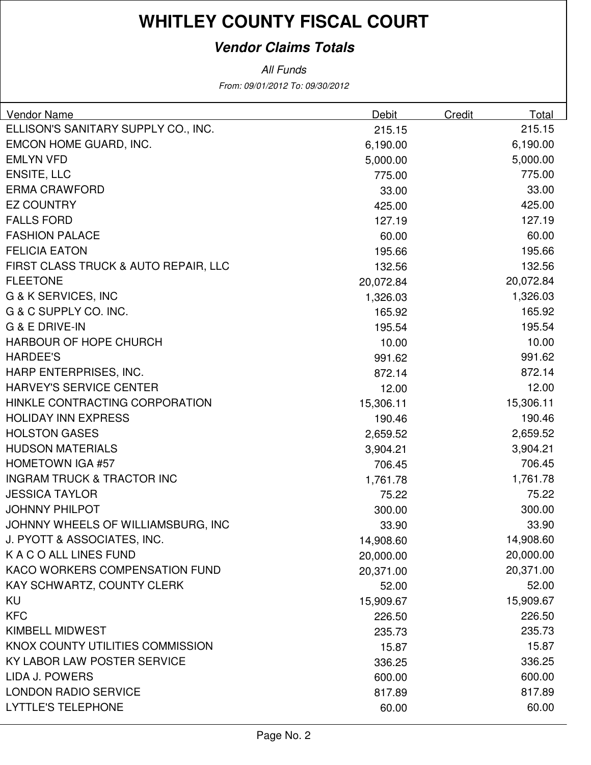# WHITLEY COUNTY FISCAL COURT

## *Vendor Claims Totals*

*All Funds*

*From: 09/01/2012 To: 09/30/2012*

| Vendor Name | Debit | Credit | Total |
|---|---|---|---|
| ELLISON'S SANITARY SUPPLY CO., INC. | 215.15 | | 215.15 |
| EMCON HOME GUARD, INC. | 6,190.00 | | 6,190.00 |
| EMLYN VFD | 5,000.00 | | 5,000.00 |
| ENSITE, LLC | 775.00 | | 775.00 |
| ERMA CRAWFORD | 33.00 | | 33.00 |
| EZ COUNTRY | 425.00 | | 425.00 |
| FALLS FORD | 127.19 | | 127.19 |
| FASHION PALACE | 60.00 | | 60.00 |
| FELICIA EATON | 195.66 | | 195.66 |
| FIRST CLASS TRUCK & AUTO REPAIR, LLC | 132.56 | | 132.56 |
| FLEETONE | 20,072.84 | | 20,072.84 |
| G & K SERVICES, INC | 1,326.03 | | 1,326.03 |
| G & C SUPPLY CO. INC. | 165.92 | | 165.92 |
| G & E DRIVE-IN | 195.54 | | 195.54 |
| HARBOUR OF HOPE CHURCH | 10.00 | | 10.00 |
| HARDEE'S | 991.62 | | 991.62 |
| HARP ENTERPRISES, INC. | 872.14 | | 872.14 |
| HARVEY'S SERVICE CENTER | 12.00 | | 12.00 |
| HINKLE CONTRACTING CORPORATION | 15,306.11 | | 15,306.11 |
| HOLIDAY INN EXPRESS | 190.46 | | 190.46 |
| HOLSTON GASES | 2,659.52 | | 2,659.52 |
| HUDSON MATERIALS | 3,904.21 | | 3,904.21 |
| HOMETOWN IGA #57 | 706.45 | | 706.45 |
| INGRAM TRUCK & TRACTOR INC | 1,761.78 | | 1,761.78 |
| JESSICA TAYLOR | 75.22 | | 75.22 |
| JOHNNY PHILPOT | 300.00 | | 300.00 |
| JOHNNY WHEELS OF WILLIAMSBURG, INC | 33.90 | | 33.90 |
| J. PYOTT & ASSOCIATES, INC. | 14,908.60 | | 14,908.60 |
| K A C O ALL LINES FUND | 20,000.00 | | 20,000.00 |
| KACO WORKERS COMPENSATION FUND | 20,371.00 | | 20,371.00 |
| KAY SCHWARTZ, COUNTY CLERK | 52.00 | | 52.00 |
| KU | 15,909.67 | | 15,909.67 |
| KFC | 226.50 | | 226.50 |
| KIMBELL MIDWEST | 235.73 | | 235.73 |
| KNOX COUNTY UTILITIES COMMISSION | 15.87 | | 15.87 |
| KY LABOR LAW POSTER SERVICE | 336.25 | | 336.25 |
| LIDA J. POWERS | 600.00 | | 600.00 |
| LONDON RADIO SERVICE | 817.89 | | 817.89 |
| LYTTLE'S TELEPHONE | 60.00 | | 60.00 |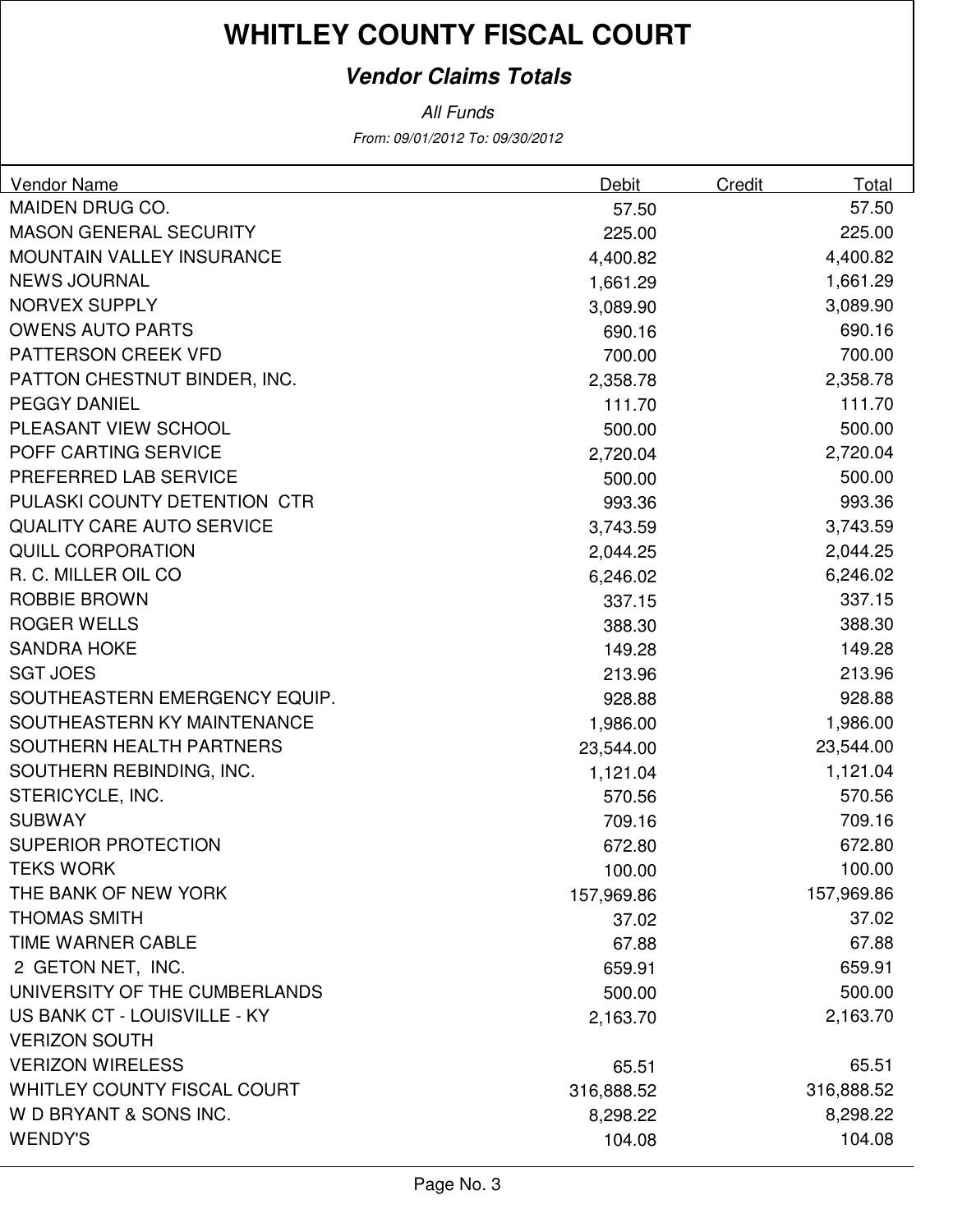# WHITLEY COUNTY FISCAL COURT

## *Vendor Claims Totals*

*All Funds*

*From: 09/01/2012 To: 09/30/2012*

| Vendor Name | Debit | Credit | Total |
|---|---|---|---|
| MAIDEN DRUG CO. | 57.50 | | 57.50 |
| MASON GENERAL SECURITY | 225.00 | | 225.00 |
| MOUNTAIN VALLEY INSURANCE | 4,400.82 | | 4,400.82 |
| NEWS JOURNAL | 1,661.29 | | 1,661.29 |
| NORVEX SUPPLY | 3,089.90 | | 3,089.90 |
| OWENS AUTO PARTS | 690.16 | | 690.16 |
| PATTERSON CREEK VFD | 700.00 | | 700.00 |
| PATTON CHESTNUT BINDER, INC. | 2,358.78 | | 2,358.78 |
| PEGGY DANIEL | 111.70 | | 111.70 |
| PLEASANT VIEW SCHOOL | 500.00 | | 500.00 |
| POFF CARTING SERVICE | 2,720.04 | | 2,720.04 |
| PREFERRED LAB SERVICE | 500.00 | | 500.00 |
| PULASKI COUNTY DETENTION CTR | 993.36 | | 993.36 |
| QUALITY CARE AUTO SERVICE | 3,743.59 | | 3,743.59 |
| QUILL CORPORATION | 2,044.25 | | 2,044.25 |
| R. C. MILLER OIL CO | 6,246.02 | | 6,246.02 |
| ROBBIE BROWN | 337.15 | | 337.15 |
| ROGER WELLS | 388.30 | | 388.30 |
| SANDRA HOKE | 149.28 | | 149.28 |
| SGT JOES | 213.96 | | 213.96 |
| SOUTHEASTERN EMERGENCY EQUIP. | 928.88 | | 928.88 |
| SOUTHEASTERN KY MAINTENANCE | 1,986.00 | | 1,986.00 |
| SOUTHERN HEALTH PARTNERS | 23,544.00 | | 23,544.00 |
| SOUTHERN REBINDING, INC. | 1,121.04 | | 1,121.04 |
| STERICYCLE, INC. | 570.56 | | 570.56 |
| SUBWAY | 709.16 | | 709.16 |
| SUPERIOR PROTECTION | 672.80 | | 672.80 |
| TEKS WORK | 100.00 | | 100.00 |
| THE BANK OF NEW YORK | 157,969.86 | | 157,969.86 |
| THOMAS SMITH | 37.02 | | 37.02 |
| TIME WARNER CABLE | 67.88 | | 67.88 |
| 2 GETON NET, INC. | 659.91 | | 659.91 |
| UNIVERSITY OF THE CUMBERLANDS | 500.00 | | 500.00 |
| US BANK CT - LOUISVILLE - KY | 2,163.70 | | 2,163.70 |
| VERIZON SOUTH | | | |
| VERIZON WIRELESS | 65.51 | | 65.51 |
| WHITLEY COUNTY FISCAL COURT | 316,888.52 | | 316,888.52 |
| W D BRYANT & SONS INC. | 8,298.22 | | 8,298.22 |
| WENDY'S | 104.08 | | 104.08 |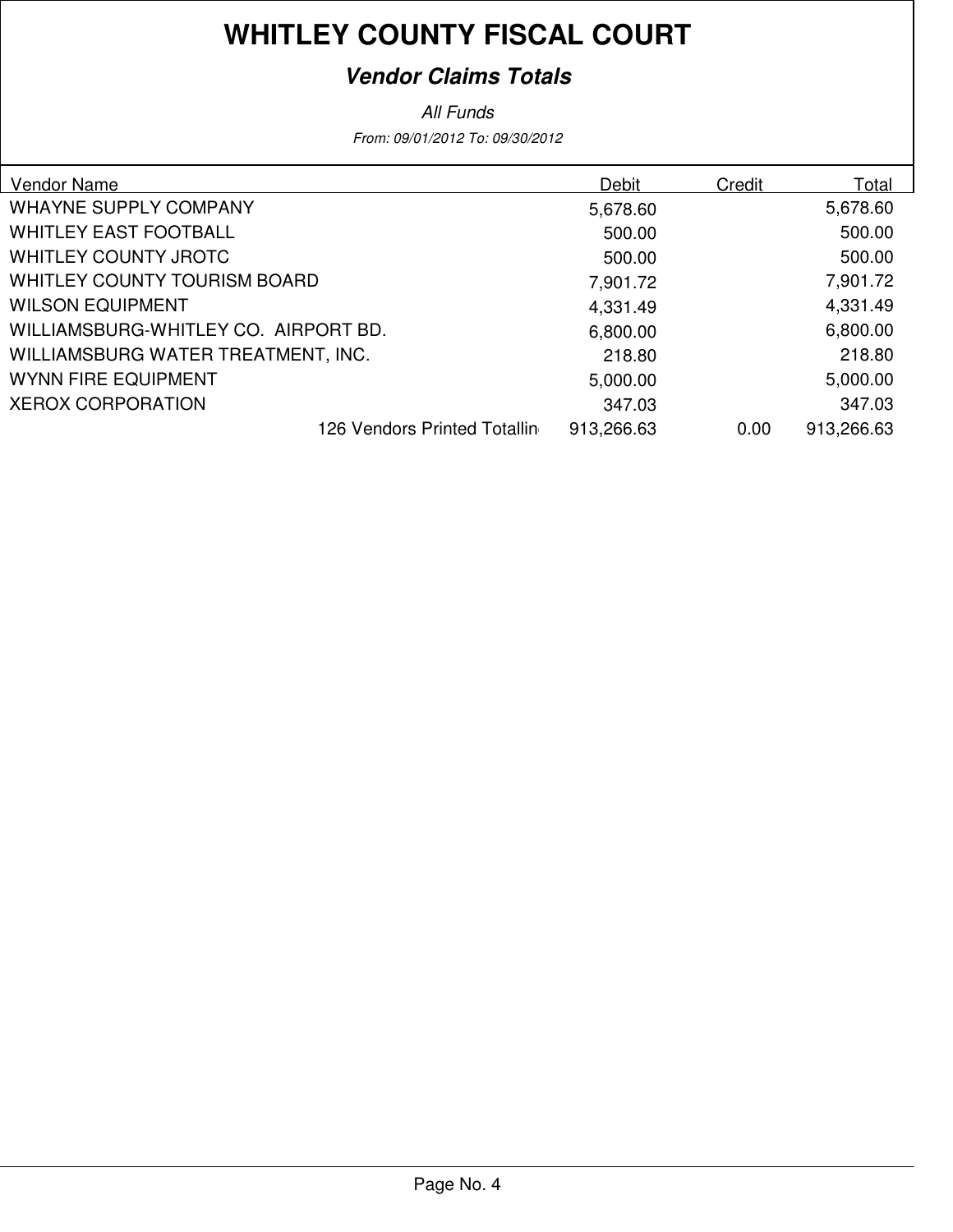# WHITLEY COUNTY FISCAL COURT

## *Vendor Claims Totals*

*All Funds*

*From: 09/01/2012 To: 09/30/2012*

| Vendor Name | Debit | Credit | Total |
|---|---|---|---|
| WHAYNE SUPPLY COMPANY | 5,678.60 | | 5,678.60 |
| WHITLEY EAST FOOTBALL | 500.00 | | 500.00 |
| WHITLEY COUNTY JROTC | 500.00 | | 500.00 |
| WHITLEY COUNTY TOURISM BOARD | 7,901.72 | | 7,901.72 |
| WILSON EQUIPMENT | 4,331.49 | | 4,331.49 |
| WILLIAMSBURG-WHITLEY CO. AIRPORT BD. | 6,800.00 | | 6,800.00 |
| WILLIAMSBURG WATER TREATMENT, INC. | 218.80 | | 218.80 |
| WYNN FIRE EQUIPMENT | 5,000.00 | | 5,000.00 |
| XEROX CORPORATION | 347.03 | | 347.03 |
| 126 Vendors Printed Totalling | 913,266.63 | 0.00 | 913,266.63 |